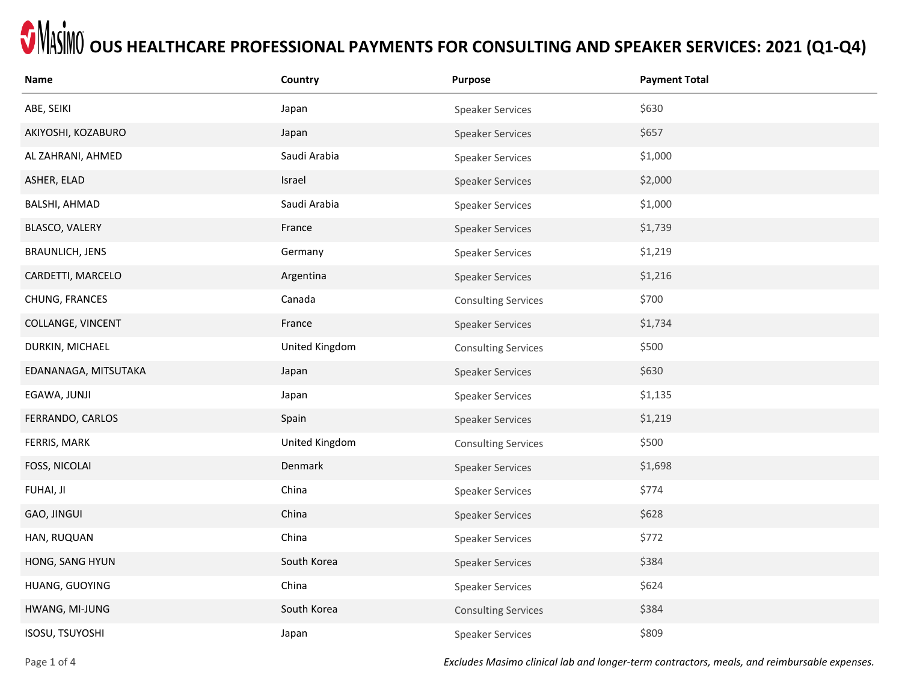# MASIMO OUS HEALTHCARE PROFESSIONAL PAYMENTS FOR CONSULTING AND SPEAKER SERVICES: 2021 (Q1-Q4)

| Name | Country | Purpose | Payment Total |
|---|---|---|---|
| ABE, SEIKI | Japan | Speaker Services | $630 |
| AKIYOSHI, KOZABURO | Japan | Speaker Services | $657 |
| AL ZAHRANI, AHMED | Saudi Arabia | Speaker Services | $1,000 |
| ASHER, ELAD | Israel | Speaker Services | $2,000 |
| BALSHI, AHMAD | Saudi Arabia | Speaker Services | $1,000 |
| BLASCO, VALERY | France | Speaker Services | $1,739 |
| BRAUNLICH, JENS | Germany | Speaker Services | $1,219 |
| CARDETTI, MARCELO | Argentina | Speaker Services | $1,216 |
| CHUNG, FRANCES | Canada | Consulting Services | $700 |
| COLLANGE, VINCENT | France | Speaker Services | $1,734 |
| DURKIN, MICHAEL | United Kingdom | Consulting Services | $500 |
| EDANANAGA, MITSUTAKA | Japan | Speaker Services | $630 |
| EGAWA, JUNJI | Japan | Speaker Services | $1,135 |
| FERRANDO, CARLOS | Spain | Speaker Services | $1,219 |
| FERRIS, MARK | United Kingdom | Consulting Services | $500 |
| FOSS, NICOLAI | Denmark | Speaker Services | $1,698 |
| FUHAI, JI | China | Speaker Services | $774 |
| GAO, JINGUI | China | Speaker Services | $628 |
| HAN, RUQUAN | China | Speaker Services | $772 |
| HONG, SANG HYUN | South Korea | Speaker Services | $384 |
| HUANG, GUOYING | China | Speaker Services | $624 |
| HWANG, MI-JUNG | South Korea | Consulting Services | $384 |
| ISOSU, TSUYOSHI | Japan | Speaker Services | $809 |

*Excludes Masimo clinical lab and longer-term contractors, meals, and reimbursable expenses.*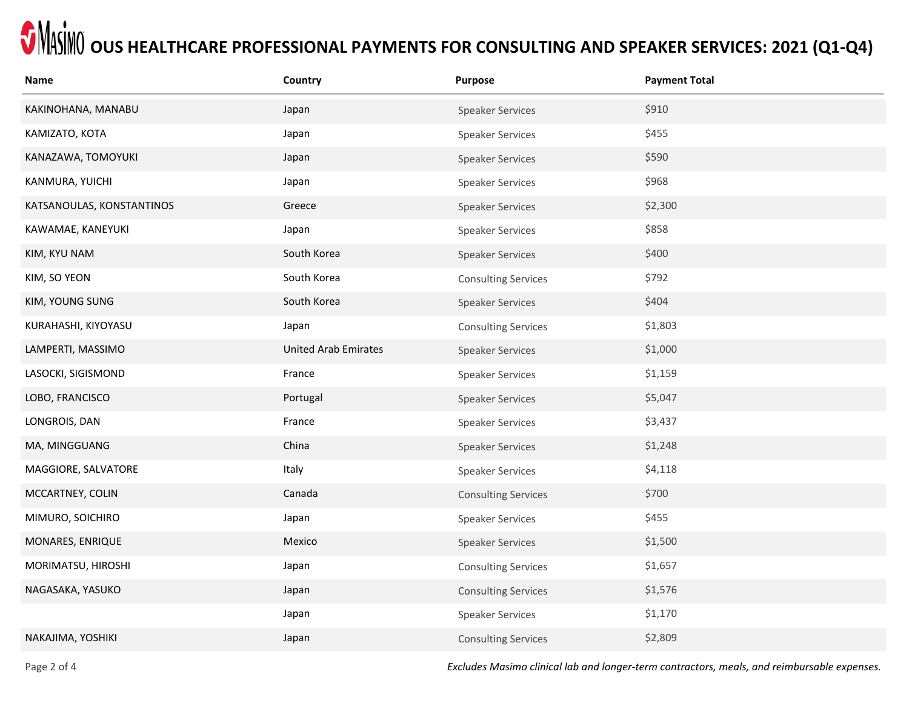# OUS HEALTHCARE PROFESSIONAL PAYMENTS FOR CONSULTING AND SPEAKER SERVICES: 2021 (Q1-Q4)

| Name | Country | Purpose | Payment Total |
|---|---|---|---|
| KAKINOHANA, MANABU | Japan | Speaker Services | $910 |
| KAMIZATO, KOTA | Japan | Speaker Services | $455 |
| KANAZAWA, TOMOYUKI | Japan | Speaker Services | $590 |
| KANMURA, YUICHI | Japan | Speaker Services | $968 |
| KATSANOULAS, KONSTANTINOS | Greece | Speaker Services | $2,300 |
| KAWAMAE, KANEYUKI | Japan | Speaker Services | $858 |
| KIM, KYU NAM | South Korea | Speaker Services | $400 |
| KIM, SO YEON | South Korea | Consulting Services | $792 |
| KIM, YOUNG SUNG | South Korea | Speaker Services | $404 |
| KURAHASHI, KIYOYASU | Japan | Consulting Services | $1,803 |
| LAMPERTI, MASSIMO | United Arab Emirates | Speaker Services | $1,000 |
| LASOCKI, SIGISMOND | France | Speaker Services | $1,159 |
| LOBO, FRANCISCO | Portugal | Speaker Services | $5,047 |
| LONGROIS, DAN | France | Speaker Services | $3,437 |
| MA, MINGGUANG | China | Speaker Services | $1,248 |
| MAGGIORE, SALVATORE | Italy | Speaker Services | $4,118 |
| MCCARTNEY, COLIN | Canada | Consulting Services | $700 |
| MIMURO, SOICHIRO | Japan | Speaker Services | $455 |
| MONARES, ENRIQUE | Mexico | Speaker Services | $1,500 |
| MORIMATSU, HIROSHI | Japan | Consulting Services | $1,657 |
| NAGASAKA, YASUKO | Japan | Consulting Services | $1,576 |
| | Japan | Speaker Services | $1,170 |
| NAKAJIMA, YOSHIKI | Japan | Consulting Services | $2,809 |

*Excludes Masimo clinical lab and longer-term contractors, meals, and reimbursable expenses.*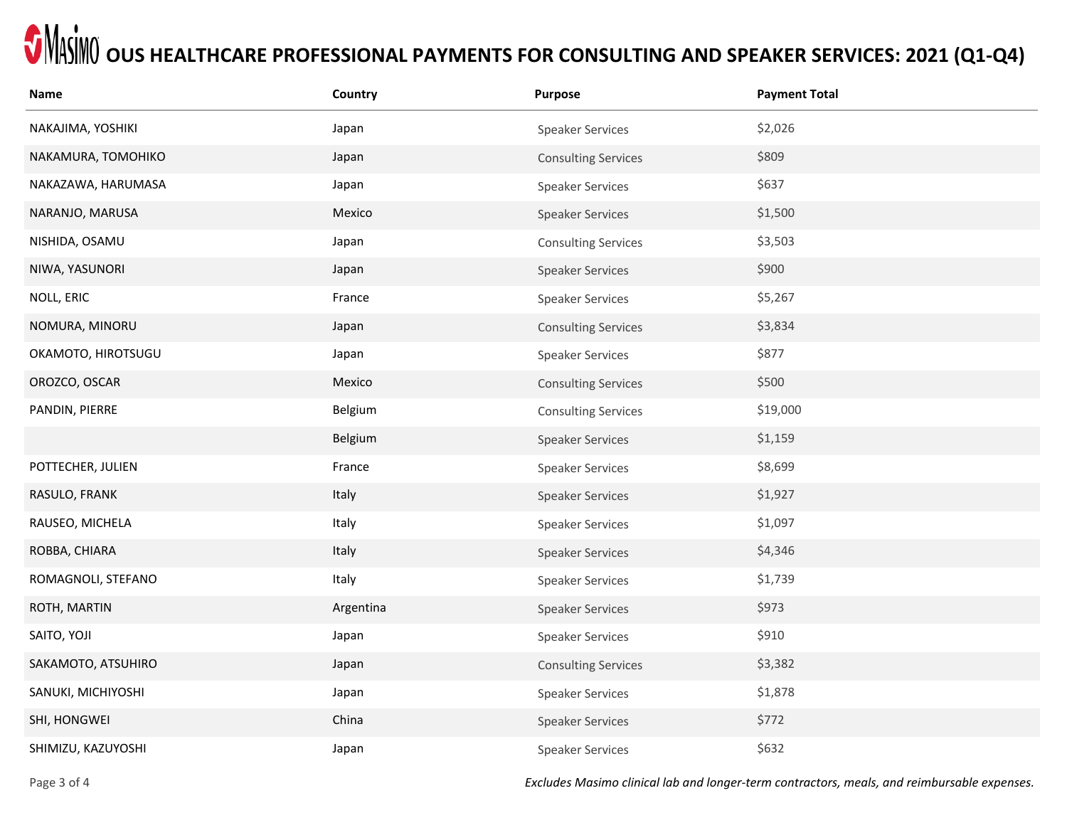# OUS HEALTHCARE PROFESSIONAL PAYMENTS FOR CONSULTING AND SPEAKER SERVICES: 2021 (Q1-Q4)

| Name | Country | Purpose | Payment Total |
|---|---|---|---|
| NAKAJIMA, YOSHIKI | Japan | Speaker Services | $2,026 |
| NAKAMURA, TOMOHIKO | Japan | Consulting Services | $809 |
| NAKAZAWA, HARUMASA | Japan | Speaker Services | $637 |
| NARANJO, MARUSA | Mexico | Speaker Services | $1,500 |
| NISHIDA, OSAMU | Japan | Consulting Services | $3,503 |
| NIWA, YASUNORI | Japan | Speaker Services | $900 |
| NOLL, ERIC | France | Speaker Services | $5,267 |
| NOMURA, MINORU | Japan | Consulting Services | $3,834 |
| OKAMOTO, HIROTSUGU | Japan | Speaker Services | $877 |
| OROZCO, OSCAR | Mexico | Consulting Services | $500 |
| PANDIN, PIERRE | Belgium | Consulting Services | $19,000 |
| | Belgium | Speaker Services | $1,159 |
| POTTECHER, JULIEN | France | Speaker Services | $8,699 |
| RASULO, FRANK | Italy | Speaker Services | $1,927 |
| RAUSEO, MICHELA | Italy | Speaker Services | $1,097 |
| ROBBA, CHIARA | Italy | Speaker Services | $4,346 |
| ROMAGNOLI, STEFANO | Italy | Speaker Services | $1,739 |
| ROTH, MARTIN | Argentina | Speaker Services | $973 |
| SAITO, YOJI | Japan | Speaker Services | $910 |
| SAKAMOTO, ATSUHIRO | Japan | Consulting Services | $3,382 |
| SANUKI, MICHIYOSHI | Japan | Speaker Services | $1,878 |
| SHI, HONGWEI | China | Speaker Services | $772 |
| SHIMIZU, KAZUYOSHI | Japan | Speaker Services | $632 |

*Excludes Masimo clinical lab and longer-term contractors, meals, and reimbursable expenses.*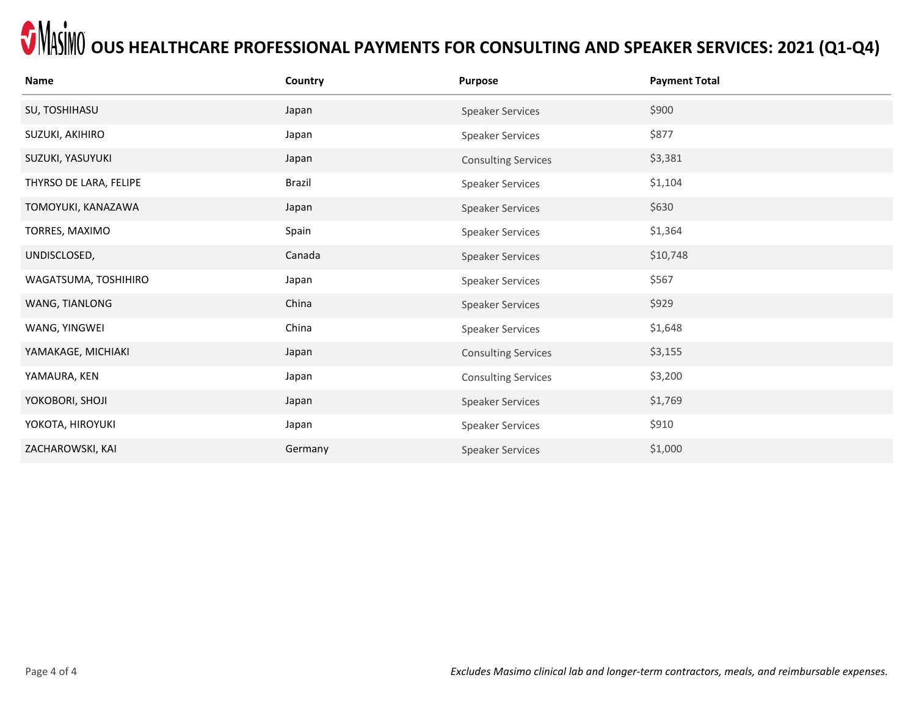# Masimo OUS HEALTHCARE PROFESSIONAL PAYMENTS FOR CONSULTING AND SPEAKER SERVICES: 2021 (Q1-Q4)

| Name | Country | Purpose | Payment Total |
|---|---|---|---|
| SU, TOSHIHASU | Japan | Speaker Services | $900 |
| SUZUKI, AKIHIRO | Japan | Speaker Services | $877 |
| SUZUKI, YASUYUKI | Japan | Consulting Services | $3,381 |
| THYRSO DE LARA, FELIPE | Brazil | Speaker Services | $1,104 |
| TOMOYUKI, KANAZAWA | Japan | Speaker Services | $630 |
| TORRES, MAXIMO | Spain | Speaker Services | $1,364 |
| UNDISCLOSED, | Canada | Speaker Services | $10,748 |
| WAGATSUMA, TOSHIHIRO | Japan | Speaker Services | $567 |
| WANG, TIANLONG | China | Speaker Services | $929 |
| WANG, YINGWEI | China | Speaker Services | $1,648 |
| YAMAKAGE, MICHIAKI | Japan | Consulting Services | $3,155 |
| YAMAURA, KEN | Japan | Consulting Services | $3,200 |
| YOKOBORI, SHOJI | Japan | Speaker Services | $1,769 |
| YOKOTA, HIROYUKI | Japan | Speaker Services | $910 |
| ZACHAROWSKI, KAI | Germany | Speaker Services | $1,000 |

*Excludes Masimo clinical lab and longer-term contractors, meals, and reimbursable expenses.*